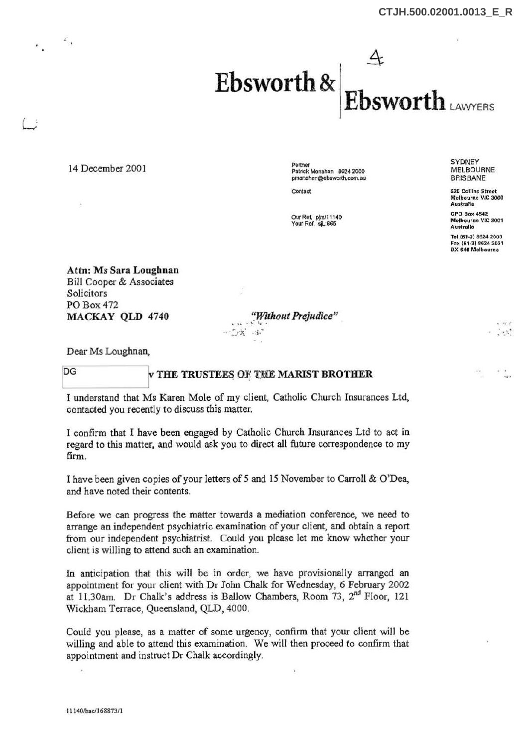4

# Ebsworth & Ebsworth LAWYERS

14 December 2001

Partner
Patrick Monahan 8624 2000
pmonahan@ebsworth.com.au

Contact

Our Ref. pjm/11140
Your Ref. sjL:665

SYDNEY
MELBOURNE
BRISBANE

525 Collins Street
Melbourne VIC 3000
Australia

GPO Box 4542
Melbourne VIC 3001
Australia

Tel (61-3) 8624 2000
Fax (61-3) 8624 2031
DX 640 Melbourne

**Attn: Ms Sara Loughnan**
Bill Cooper & Associates
Solicitors
PO Box 472
**MACKAY QLD 4740**

*"Without Prejudice"*

Dear Ms Loughnan,

**DG v THE TRUSTEES OF THE MARIST BROTHER**

I understand that Ms Karen Mole of my client, Catholic Church Insurances Ltd, contacted you recently to discuss this matter.

I confirm that I have been engaged by Catholic Church Insurances Ltd to act in regard to this matter, and would ask you to direct all future correspondence to my firm.

I have been given copies of your letters of 5 and 15 November to Carroll & O'Dea, and have noted their contents.

Before we can progress the matter towards a mediation conference, we need to arrange an independent psychiatric examination of your client, and obtain a report from our independent psychiatrist. Could you please let me know whether your client is willing to attend such an examination.

In anticipation that this will be in order, we have provisionally arranged an appointment for your client with Dr John Chalk for Wednesday, 6 February 2002 at 11.30am. Dr Chalk's address is Ballow Chambers, Room 73, 2nd Floor, 121 Wickham Terrace, Queensland, QLD, 4000.

Could you please, as a matter of some urgency, confirm that your client will be willing and able to attend this examination. We will then proceed to confirm that appointment and instruct Dr Chalk accordingly.

11140/hac/168873/1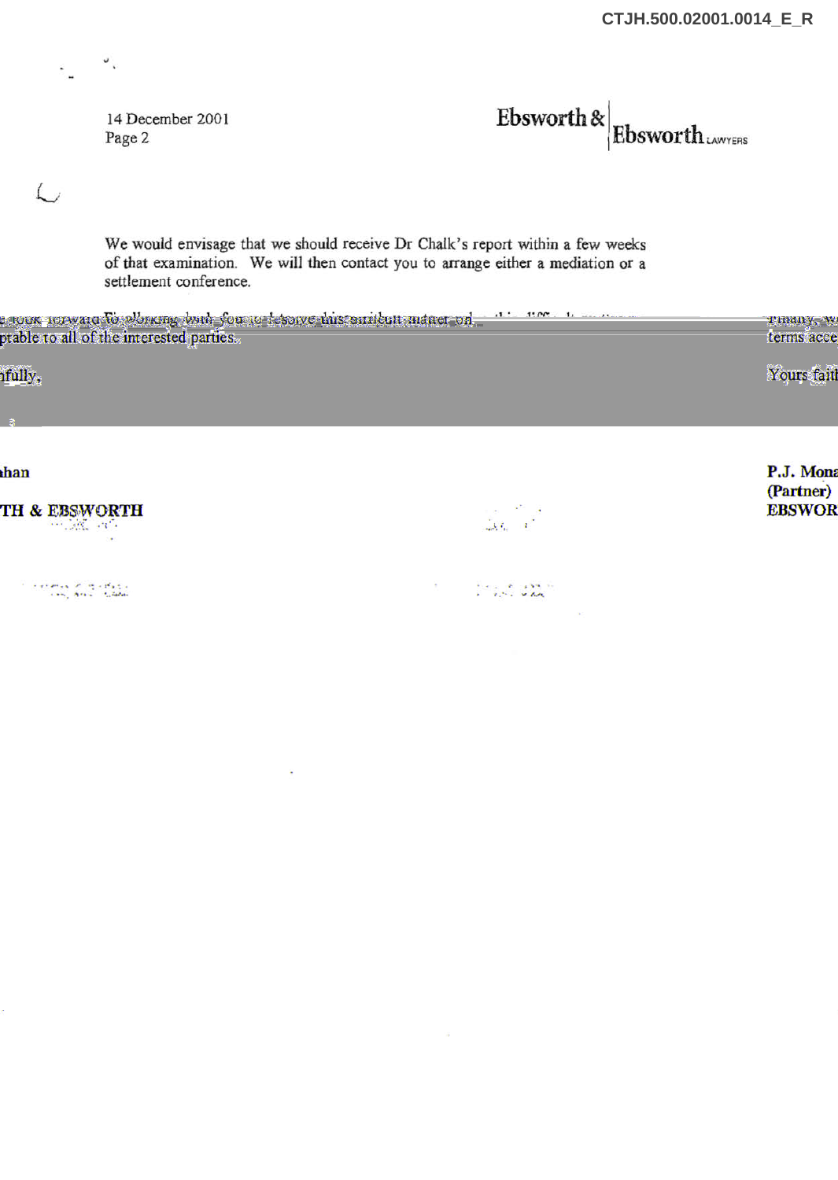We would envisage that we should receive Dr Chalk's report within a few weeks of that examination. We will then contact you to arrange either a mediation or a settlement conference.

Finally, we look forward to working with you to resolve this difficult matter on terms acceptable to all of the interested parties.

Yours faithfully,

**P.J. Monahan**
**(Partner)**
**EBSWORTH & EBSWORTH**